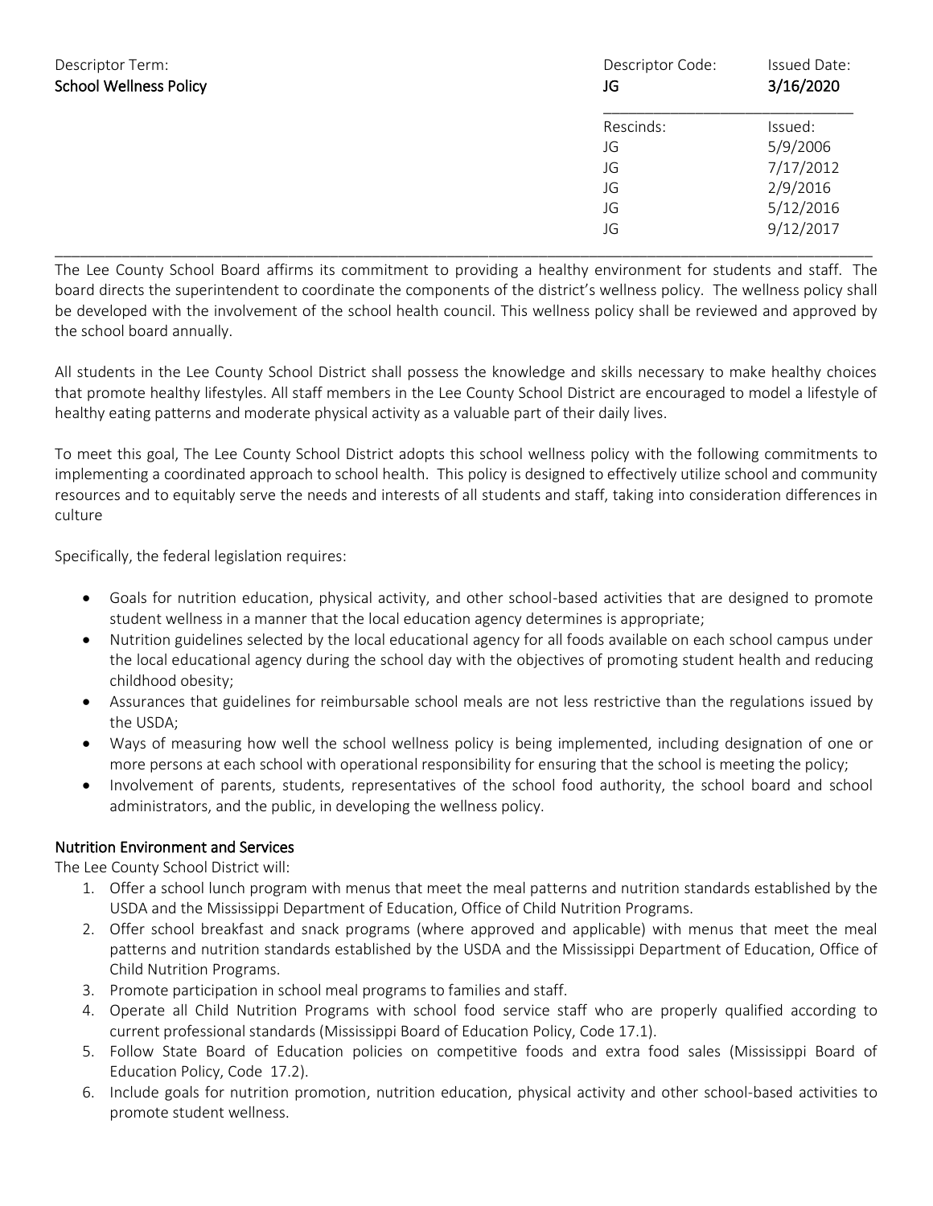| Descriptor Term: | Descriptor Code: | Issued Date: |
|---|---|---|
| **School Wellness Policy** | **JG** | **3/16/2020** |
| | Rescinds: | Issued: |
| | JG | 5/9/2006 |
| | JG | 7/17/2012 |
| | JG | 2/9/2016 |
| | JG | 5/12/2016 |
| | JG | 9/12/2017 |

---

The Lee County School Board affirms its commitment to providing a healthy environment for students and staff. The board directs the superintendent to coordinate the components of the district's wellness policy. The wellness policy shall be developed with the involvement of the school health council. This wellness policy shall be reviewed and approved by the school board annually.

All students in the Lee County School District shall possess the knowledge and skills necessary to make healthy choices that promote healthy lifestyles. All staff members in the Lee County School District are encouraged to model a lifestyle of healthy eating patterns and moderate physical activity as a valuable part of their daily lives.

To meet this goal, The Lee County School District adopts this school wellness policy with the following commitments to implementing a coordinated approach to school health. This policy is designed to effectively utilize school and community resources and to equitably serve the needs and interests of all students and staff, taking into consideration differences in culture

Specifically, the federal legislation requires:

- Goals for nutrition education, physical activity, and other school-based activities that are designed to promote student wellness in a manner that the local education agency determines is appropriate;
- Nutrition guidelines selected by the local educational agency for all foods available on each school campus under the local educational agency during the school day with the objectives of promoting student health and reducing childhood obesity;
- Assurances that guidelines for reimbursable school meals are not less restrictive than the regulations issued by the USDA;
- Ways of measuring how well the school wellness policy is being implemented, including designation of one or more persons at each school with operational responsibility for ensuring that the school is meeting the policy;
- Involvement of parents, students, representatives of the school food authority, the school board and school administrators, and the public, in developing the wellness policy.

## Nutrition Environment and Services

The Lee County School District will:

1. Offer a school lunch program with menus that meet the meal patterns and nutrition standards established by the USDA and the Mississippi Department of Education, Office of Child Nutrition Programs.
2. Offer school breakfast and snack programs (where approved and applicable) with menus that meet the meal patterns and nutrition standards established by the USDA and the Mississippi Department of Education, Office of Child Nutrition Programs.
3. Promote participation in school meal programs to families and staff.
4. Operate all Child Nutrition Programs with school food service staff who are properly qualified according to current professional standards (Mississippi Board of Education Policy, Code 17.1).
5. Follow State Board of Education policies on competitive foods and extra food sales (Mississippi Board of Education Policy, Code 17.2).
6. Include goals for nutrition promotion, nutrition education, physical activity and other school-based activities to promote student wellness.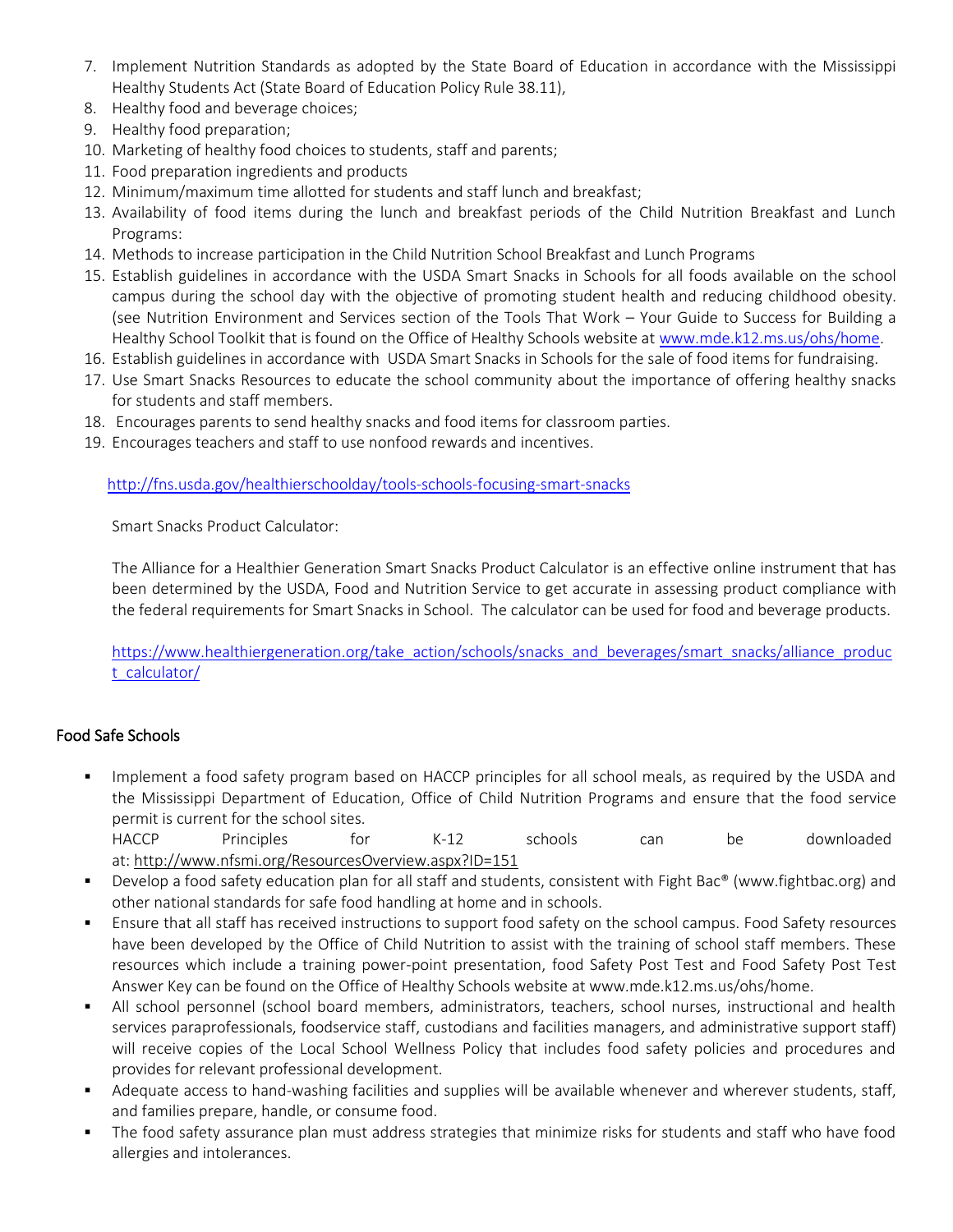7. Implement Nutrition Standards as adopted by the State Board of Education in accordance with the Mississippi Healthy Students Act (State Board of Education Policy Rule 38.11),
8. Healthy food and beverage choices;
9. Healthy food preparation;
10. Marketing of healthy food choices to students, staff and parents;
11. Food preparation ingredients and products
12. Minimum/maximum time allotted for students and staff lunch and breakfast;
13. Availability of food items during the lunch and breakfast periods of the Child Nutrition Breakfast and Lunch Programs:
14. Methods to increase participation in the Child Nutrition School Breakfast and Lunch Programs
15. Establish guidelines in accordance with the USDA Smart Snacks in Schools for all foods available on the school campus during the school day with the objective of promoting student health and reducing childhood obesity. (see Nutrition Environment and Services section of the Tools That Work – Your Guide to Success for Building a Healthy School Toolkit that is found on the Office of Healthy Schools website at www.mde.k12.ms.us/ohs/home.
16. Establish guidelines in accordance with USDA Smart Snacks in Schools for the sale of food items for fundraising.
17. Use Smart Snacks Resources to educate the school community about the importance of offering healthy snacks for students and staff members.
18. Encourages parents to send healthy snacks and food items for classroom parties.
19. Encourages teachers and staff to use nonfood rewards and incentives.

http://fns.usda.gov/healthierschoolday/tools-schools-focusing-smart-snacks

Smart Snacks Product Calculator:

The Alliance for a Healthier Generation Smart Snacks Product Calculator is an effective online instrument that has been determined by the USDA, Food and Nutrition Service to get accurate in assessing product compliance with the federal requirements for Smart Snacks in School. The calculator can be used for food and beverage products.

https://www.healthiergeneration.org/take_action/schools/snacks_and_beverages/smart_snacks/alliance_product_calculator/

## Food Safe Schools

- Implement a food safety program based on HACCP principles for all school meals, as required by the USDA and the Mississippi Department of Education, Office of Child Nutrition Programs and ensure that the food service permit is current for the school sites.
  HACCP Principles for K-12 schools can be downloaded at: http://www.nfsmi.org/ResourcesOverview.aspx?ID=151
- Develop a food safety education plan for all staff and students, consistent with Fight Bac® (www.fightbac.org) and other national standards for safe food handling at home and in schools.
- Ensure that all staff has received instructions to support food safety on the school campus. Food Safety resources have been developed by the Office of Child Nutrition to assist with the training of school staff members. These resources which include a training power-point presentation, food Safety Post Test and Food Safety Post Test Answer Key can be found on the Office of Healthy Schools website at www.mde.k12.ms.us/ohs/home.
- All school personnel (school board members, administrators, teachers, school nurses, instructional and health services paraprofessionals, foodservice staff, custodians and facilities managers, and administrative support staff) will receive copies of the Local School Wellness Policy that includes food safety policies and procedures and provides for relevant professional development.
- Adequate access to hand-washing facilities and supplies will be available whenever and wherever students, staff, and families prepare, handle, or consume food.
- The food safety assurance plan must address strategies that minimize risks for students and staff who have food allergies and intolerances.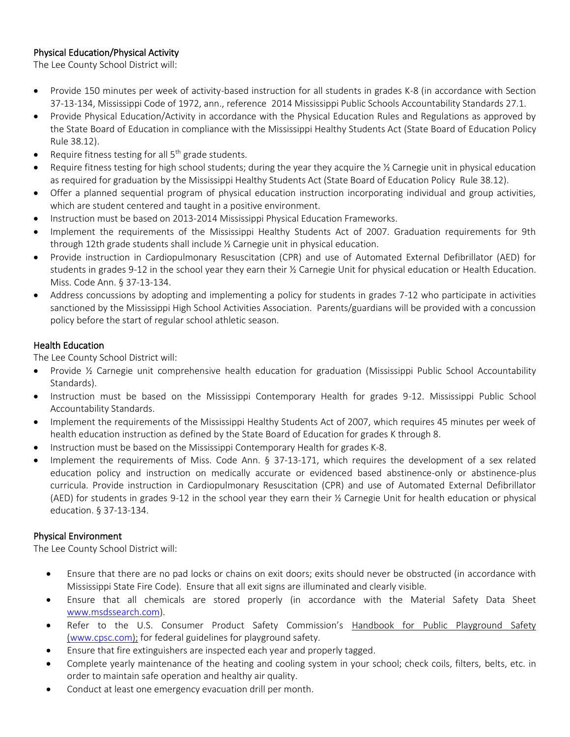## Physical Education/Physical Activity

The Lee County School District will:

- Provide 150 minutes per week of activity-based instruction for all students in grades K-8 (in accordance with Section 37-13-134, Mississippi Code of 1972, ann., reference 2014 Mississippi Public Schools Accountability Standards 27.1.
- Provide Physical Education/Activity in accordance with the Physical Education Rules and Regulations as approved by the State Board of Education in compliance with the Mississippi Healthy Students Act (State Board of Education Policy Rule 38.12).
- Require fitness testing for all 5th grade students.
- Require fitness testing for high school students; during the year they acquire the ½ Carnegie unit in physical education as required for graduation by the Mississippi Healthy Students Act (State Board of Education Policy Rule 38.12).
- Offer a planned sequential program of physical education instruction incorporating individual and group activities, which are student centered and taught in a positive environment.
- Instruction must be based on 2013-2014 Mississippi Physical Education Frameworks.
- Implement the requirements of the Mississippi Healthy Students Act of 2007. Graduation requirements for 9th through 12th grade students shall include ½ Carnegie unit in physical education.
- Provide instruction in Cardiopulmonary Resuscitation (CPR) and use of Automated External Defibrillator (AED) for students in grades 9-12 in the school year they earn their ½ Carnegie Unit for physical education or Health Education. Miss. Code Ann. § 37-13-134.
- Address concussions by adopting and implementing a policy for students in grades 7-12 who participate in activities sanctioned by the Mississippi High School Activities Association. Parents/guardians will be provided with a concussion policy before the start of regular school athletic season.

## Health Education

The Lee County School District will:

- Provide ½ Carnegie unit comprehensive health education for graduation (Mississippi Public School Accountability Standards).
- Instruction must be based on the Mississippi Contemporary Health for grades 9-12. Mississippi Public School Accountability Standards.
- Implement the requirements of the Mississippi Healthy Students Act of 2007, which requires 45 minutes per week of health education instruction as defined by the State Board of Education for grades K through 8.
- Instruction must be based on the Mississippi Contemporary Health for grades K-8.
- Implement the requirements of Miss. Code Ann. § 37-13-171, which requires the development of a sex related education policy and instruction on medically accurate or evidenced based abstinence-only or abstinence-plus curricula. Provide instruction in Cardiopulmonary Resuscitation (CPR) and use of Automated External Defibrillator (AED) for students in grades 9-12 in the school year they earn their ½ Carnegie Unit for health education or physical education. § 37-13-134.

## Physical Environment

The Lee County School District will:

- Ensure that there are no pad locks or chains on exit doors; exits should never be obstructed (in accordance with Mississippi State Fire Code). Ensure that all exit signs are illuminated and clearly visible.
- Ensure that all chemicals are stored properly (in accordance with the Material Safety Data Sheet www.msdssearch.com).
- Refer to the U.S. Consumer Product Safety Commission's Handbook for Public Playground Safety (www.cpsc.com); for federal guidelines for playground safety.
- Ensure that fire extinguishers are inspected each year and properly tagged.
- Complete yearly maintenance of the heating and cooling system in your school; check coils, filters, belts, etc. in order to maintain safe operation and healthy air quality.
- Conduct at least one emergency evacuation drill per month.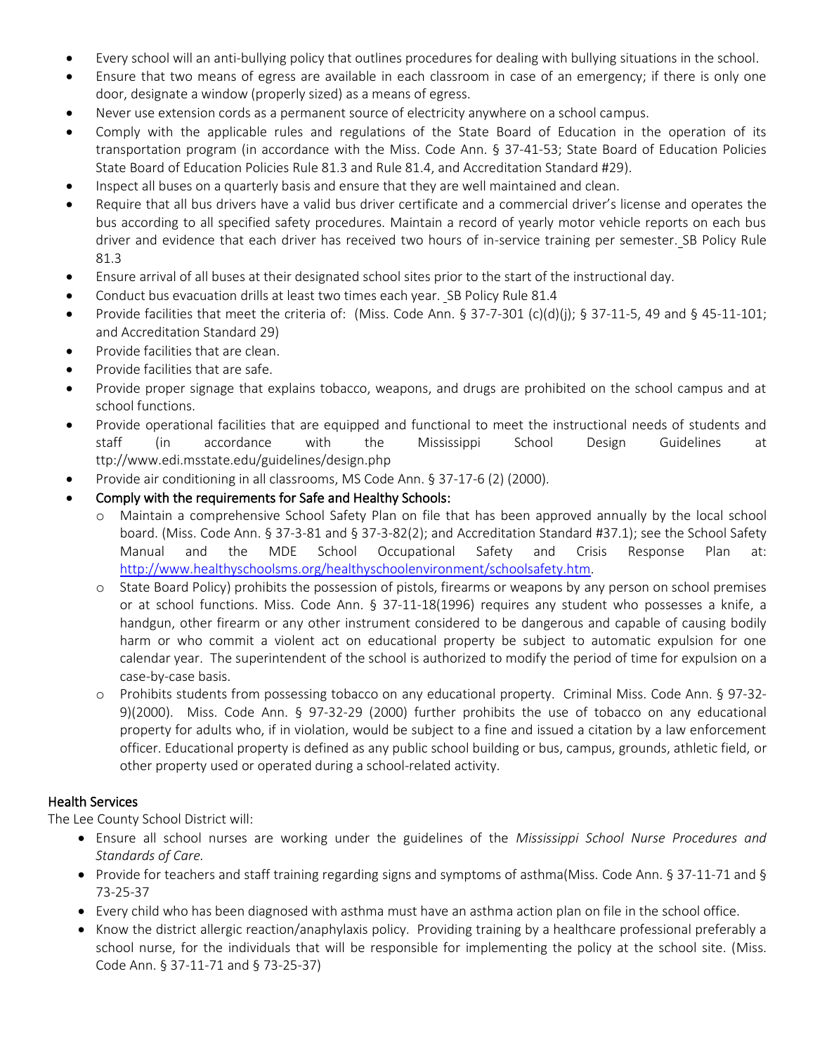- Every school will an anti-bullying policy that outlines procedures for dealing with bullying situations in the school.
- Ensure that two means of egress are available in each classroom in case of an emergency; if there is only one door, designate a window (properly sized) as a means of egress.
- Never use extension cords as a permanent source of electricity anywhere on a school campus.
- Comply with the applicable rules and regulations of the State Board of Education in the operation of its transportation program (in accordance with the Miss. Code Ann. § 37-41-53; State Board of Education Policies State Board of Education Policies Rule 81.3 and Rule 81.4, and Accreditation Standard #29).
- Inspect all buses on a quarterly basis and ensure that they are well maintained and clean.
- Require that all bus drivers have a valid bus driver certificate and a commercial driver's license and operates the bus according to all specified safety procedures. Maintain a record of yearly motor vehicle reports on each bus driver and evidence that each driver has received two hours of in-service training per semester. SB Policy Rule 81.3
- Ensure arrival of all buses at their designated school sites prior to the start of the instructional day.
- Conduct bus evacuation drills at least two times each year. SB Policy Rule 81.4
- Provide facilities that meet the criteria of: (Miss. Code Ann. § 37-7-301 (c)(d)(j); § 37-11-5, 49 and § 45-11-101; and Accreditation Standard 29)
- Provide facilities that are clean.
- Provide facilities that are safe.
- Provide proper signage that explains tobacco, weapons, and drugs are prohibited on the school campus and at school functions.
- Provide operational facilities that are equipped and functional to meet the instructional needs of students and staff (in accordance with the Mississippi School Design Guidelines at ttp://www.edi.msstate.edu/guidelines/design.php
- Provide air conditioning in all classrooms, MS Code Ann. § 37-17-6 (2) (2000).
- Comply with the requirements for Safe and Healthy Schools:
  - Maintain a comprehensive School Safety Plan on file that has been approved annually by the local school board. (Miss. Code Ann. § 37-3-81 and § 37-3-82(2); and Accreditation Standard #37.1); see the School Safety Manual and the MDE School Occupational Safety and Crisis Response Plan at: http://www.healthyschoolsms.org/healthyschoolenvironment/schoolsafety.htm.
  - State Board Policy) prohibits the possession of pistols, firearms or weapons by any person on school premises or at school functions. Miss. Code Ann. § 37-11-18(1996) requires any student who possesses a knife, a handgun, other firearm or any other instrument considered to be dangerous and capable of causing bodily harm or who commit a violent act on educational property be subject to automatic expulsion for one calendar year. The superintendent of the school is authorized to modify the period of time for expulsion on a case-by-case basis.
  - Prohibits students from possessing tobacco on any educational property. Criminal Miss. Code Ann. § 97-32-9)(2000). Miss. Code Ann. § 97-32-29 (2000) further prohibits the use of tobacco on any educational property for adults who, if in violation, would be subject to a fine and issued a citation by a law enforcement officer. Educational property is defined as any public school building or bus, campus, grounds, athletic field, or other property used or operated during a school-related activity.

## Health Services

The Lee County School District will:

- Ensure all school nurses are working under the guidelines of the *Mississippi School Nurse Procedures and Standards of Care.*
- Provide for teachers and staff training regarding signs and symptoms of asthma(Miss. Code Ann. § 37-11-71 and § 73-25-37
- Every child who has been diagnosed with asthma must have an asthma action plan on file in the school office.
- Know the district allergic reaction/anaphylaxis policy. Providing training by a healthcare professional preferably a school nurse, for the individuals that will be responsible for implementing the policy at the school site. (Miss. Code Ann. § 37-11-71 and § 73-25-37)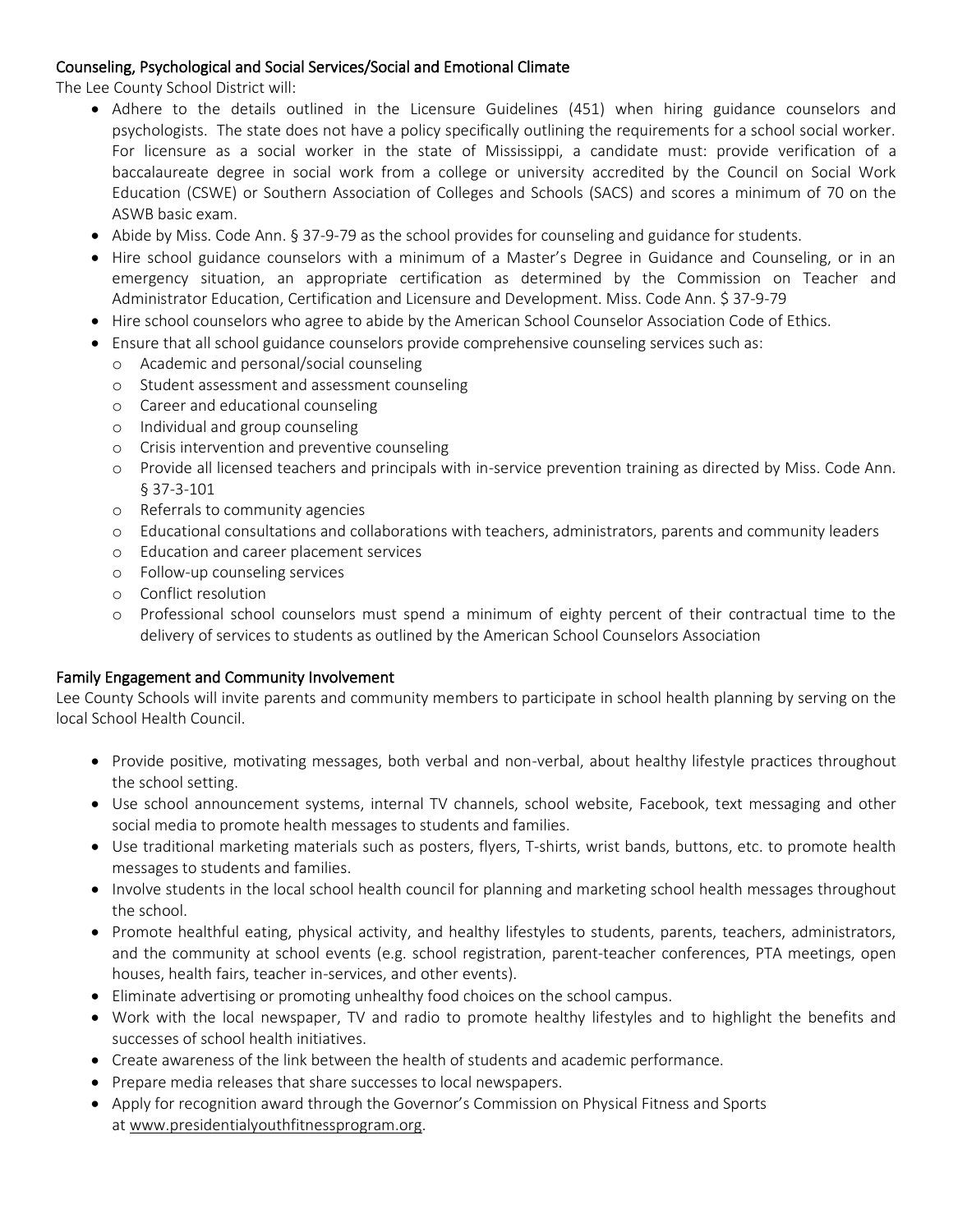## Counseling, Psychological and Social Services/Social and Emotional Climate

The Lee County School District will:

- Adhere to the details outlined in the Licensure Guidelines (451) when hiring guidance counselors and psychologists. The state does not have a policy specifically outlining the requirements for a school social worker. For licensure as a social worker in the state of Mississippi, a candidate must: provide verification of a baccalaureate degree in social work from a college or university accredited by the Council on Social Work Education (CSWE) or Southern Association of Colleges and Schools (SACS) and scores a minimum of 70 on the ASWB basic exam.
- Abide by Miss. Code Ann. § 37-9-79 as the school provides for counseling and guidance for students.
- Hire school guidance counselors with a minimum of a Master's Degree in Guidance and Counseling, or in an emergency situation, an appropriate certification as determined by the Commission on Teacher and Administrator Education, Certification and Licensure and Development. Miss. Code Ann. $ 37-9-79
- Hire school counselors who agree to abide by the American School Counselor Association Code of Ethics.
- Ensure that all school guidance counselors provide comprehensive counseling services such as:
  - Academic and personal/social counseling
  - Student assessment and assessment counseling
  - Career and educational counseling
  - Individual and group counseling
  - Crisis intervention and preventive counseling
  - Provide all licensed teachers and principals with in-service prevention training as directed by Miss. Code Ann. § 37-3-101
  - Referrals to community agencies
  - Educational consultations and collaborations with teachers, administrators, parents and community leaders
  - Education and career placement services
  - Follow-up counseling services
  - Conflict resolution
  - Professional school counselors must spend a minimum of eighty percent of their contractual time to the delivery of services to students as outlined by the American School Counselors Association

## Family Engagement and Community Involvement

Lee County Schools will invite parents and community members to participate in school health planning by serving on the local School Health Council.

- Provide positive, motivating messages, both verbal and non-verbal, about healthy lifestyle practices throughout the school setting.
- Use school announcement systems, internal TV channels, school website, Facebook, text messaging and other social media to promote health messages to students and families.
- Use traditional marketing materials such as posters, flyers, T-shirts, wrist bands, buttons, etc. to promote health messages to students and families.
- Involve students in the local school health council for planning and marketing school health messages throughout the school.
- Promote healthful eating, physical activity, and healthy lifestyles to students, parents, teachers, administrators, and the community at school events (e.g. school registration, parent-teacher conferences, PTA meetings, open houses, health fairs, teacher in-services, and other events).
- Eliminate advertising or promoting unhealthy food choices on the school campus.
- Work with the local newspaper, TV and radio to promote healthy lifestyles and to highlight the benefits and successes of school health initiatives.
- Create awareness of the link between the health of students and academic performance.
- Prepare media releases that share successes to local newspapers.
- Apply for recognition award through the Governor's Commission on Physical Fitness and Sports at www.presidentialyouthfitnessprogram.org.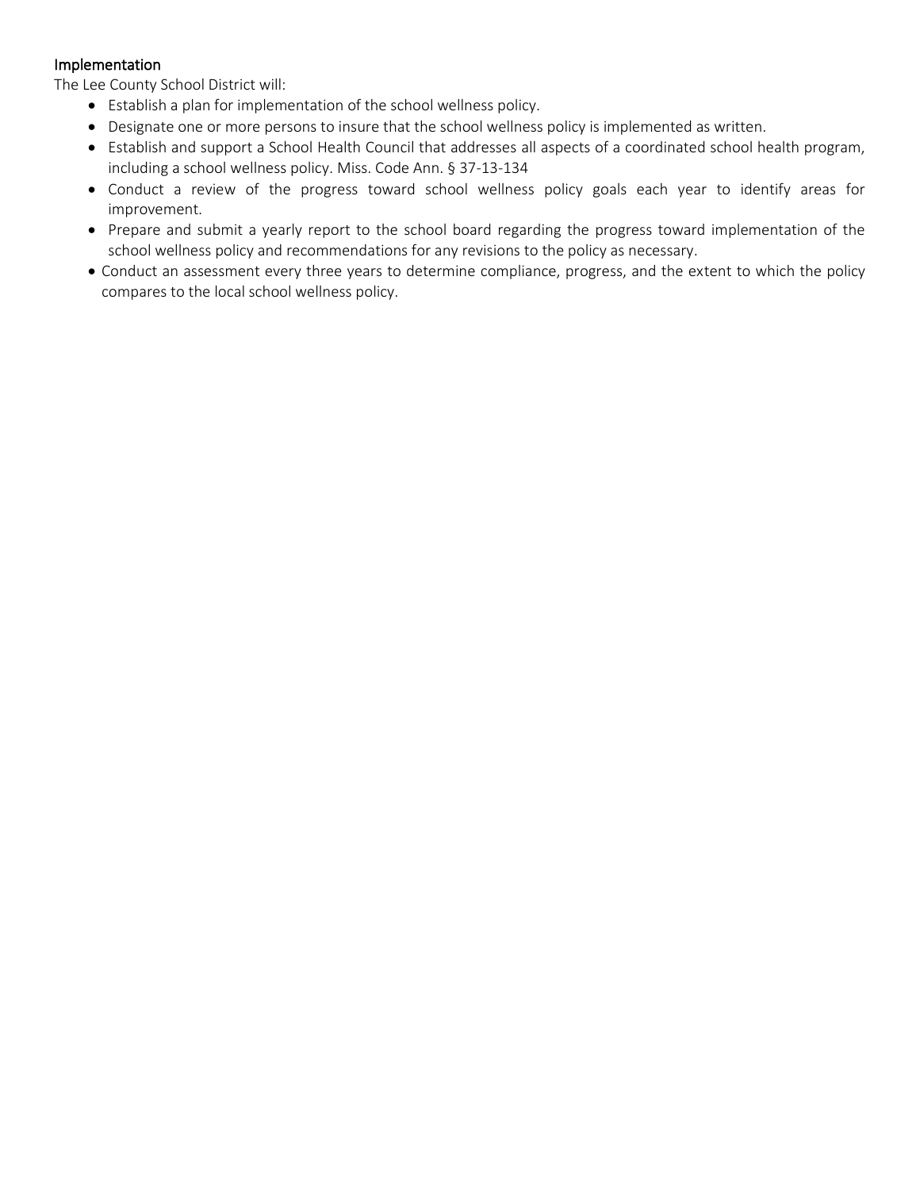### Implementation

The Lee County School District will:

- Establish a plan for implementation of the school wellness policy.
- Designate one or more persons to insure that the school wellness policy is implemented as written.
- Establish and support a School Health Council that addresses all aspects of a coordinated school health program, including a school wellness policy. Miss. Code Ann. § 37-13-134
- Conduct a review of the progress toward school wellness policy goals each year to identify areas for improvement.
- Prepare and submit a yearly report to the school board regarding the progress toward implementation of the school wellness policy and recommendations for any revisions to the policy as necessary.
- Conduct an assessment every three years to determine compliance, progress, and the extent to which the policy compares to the local school wellness policy.